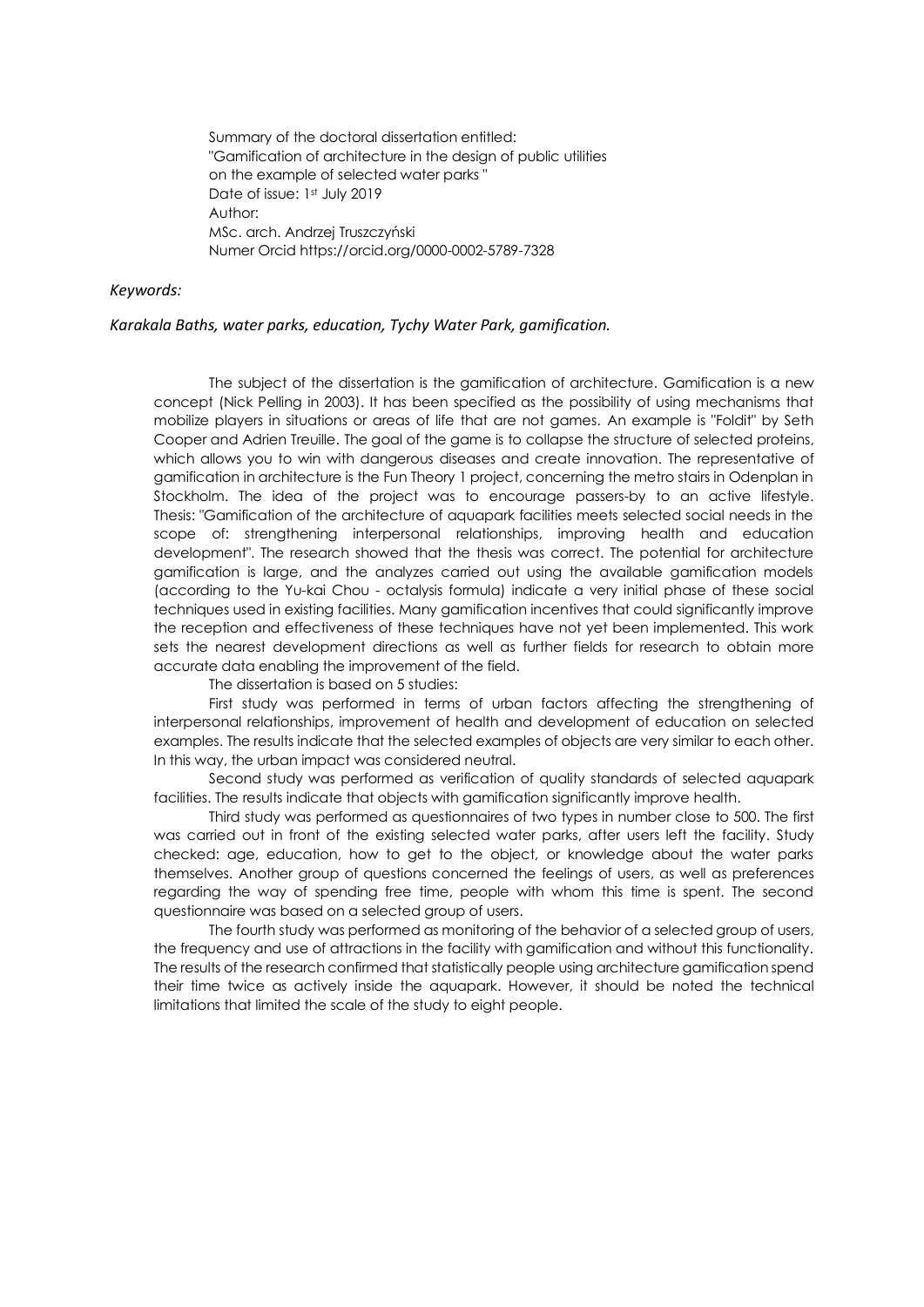Summary of the doctoral dissertation entitled:
"Gamification of architecture in the design of public utilities on the example of selected water parks "
Date of issue: 1st July 2019
Author:
MSc. arch. Andrzej Truszczyński
Numer Orcid https://orcid.org/0000-0002-5789-7328

*Keywords:*

*Karakala Baths, water parks, education, Tychy Water Park, gamification.*

The subject of the dissertation is the gamification of architecture. Gamification is a new concept (Nick Pelling in 2003). It has been specified as the possibility of using mechanisms that mobilize players in situations or areas of life that are not games. An example is "Foldit" by Seth Cooper and Adrien Treuille. The goal of the game is to collapse the structure of selected proteins, which allows you to win with dangerous diseases and create innovation. The representative of gamification in architecture is the Fun Theory 1 project, concerning the metro stairs in Odenplan in Stockholm. The idea of the project was to encourage passers-by to an active lifestyle. Thesis: "Gamification of the architecture of aquapark facilities meets selected social needs in the scope of: strengthening interpersonal relationships, improving health and education development". The research showed that the thesis was correct. The potential for architecture gamification is large, and the analyzes carried out using the available gamification models (according to the Yu-kai Chou - octalysis formula) indicate a very initial phase of these social techniques used in existing facilities. Many gamification incentives that could significantly improve the reception and effectiveness of these techniques have not yet been implemented. This work sets the nearest development directions as well as further fields for research to obtain more accurate data enabling the improvement of the field.

The dissertation is based on 5 studies:

First study was performed in terms of urban factors affecting the strengthening of interpersonal relationships, improvement of health and development of education on selected examples. The results indicate that the selected examples of objects are very similar to each other. In this way, the urban impact was considered neutral.

Second study was performed as verification of quality standards of selected aquapark facilities. The results indicate that objects with gamification significantly improve health.

Third study was performed as questionnaires of two types in number close to 500. The first was carried out in front of the existing selected water parks, after users left the facility. Study checked: age, education, how to get to the object, or knowledge about the water parks themselves. Another group of questions concerned the feelings of users, as well as preferences regarding the way of spending free time, people with whom this time is spent. The second questionnaire was based on a selected group of users.

The fourth study was performed as monitoring of the behavior of a selected group of users, the frequency and use of attractions in the facility with gamification and without this functionality. The results of the research confirmed that statistically people using architecture gamification spend their time twice as actively inside the aquapark. However, it should be noted the technical limitations that limited the scale of the study to eight people.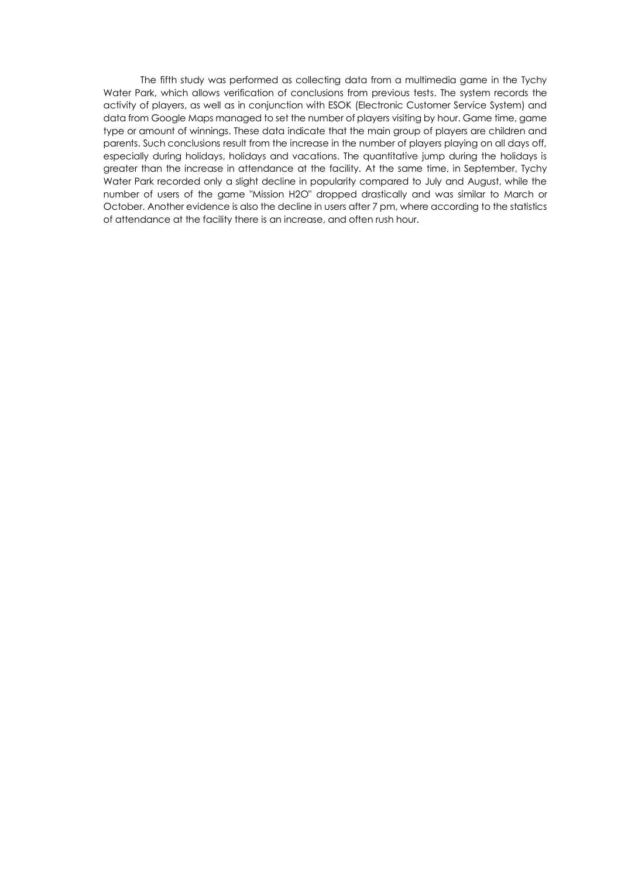The fifth study was performed as collecting data from a multimedia game in the Tychy Water Park, which allows verification of conclusions from previous tests. The system records the activity of players, as well as in conjunction with ESOK (Electronic Customer Service System) and data from Google Maps managed to set the number of players visiting by hour. Game time, game type or amount of winnings. These data indicate that the main group of players are children and parents. Such conclusions result from the increase in the number of players playing on all days off, especially during holidays, holidays and vacations. The quantitative jump during the holidays is greater than the increase in attendance at the facility. At the same time, in September, Tychy Water Park recorded only a slight decline in popularity compared to July and August, while the number of users of the game "Mission H2O" dropped drastically and was similar to March or October. Another evidence is also the decline in users after 7 pm, where according to the statistics of attendance at the facility there is an increase, and often rush hour.